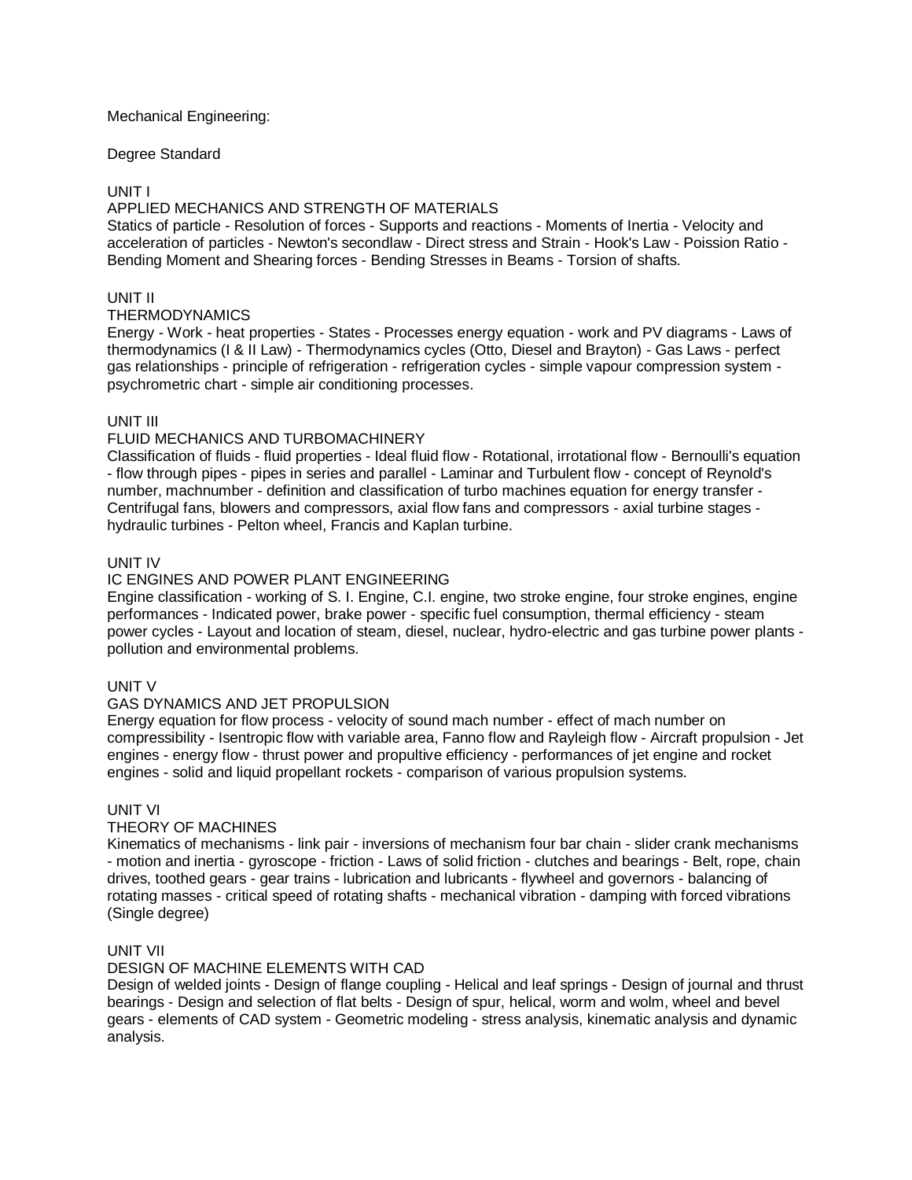Mechanical Engineering:

Degree Standard

## UNIT I

### APPLIED MECHANICS AND STRENGTH OF MATERIALS

Statics of particle - Resolution of forces - Supports and reactions - Moments of Inertia - Velocity and acceleration of particles - Newton's secondlaw - Direct stress and Strain - Hook's Law - Poission Ratio - Bending Moment and Shearing forces - Bending Stresses in Beams - Torsion of shafts.

## UNIT II

### THERMODYNAMICS

Energy - Work - heat properties - States - Processes energy equation - work and PV diagrams - Laws of thermodynamics (I & II Law) - Thermodynamics cycles (Otto, Diesel and Brayton) - Gas Laws - perfect gas relationships - principle of refrigeration - refrigeration cycles - simple vapour compression system - psychrometric chart - simple air conditioning processes.

## UNIT III

### FLUID MECHANICS AND TURBOMACHINERY

Classification of fluids - fluid properties - Ideal fluid flow - Rotational, irrotational flow - Bernoulli's equation - flow through pipes - pipes in series and parallel - Laminar and Turbulent flow - concept of Reynold's number, machnumber - definition and classification of turbo machines equation for energy transfer - Centrifugal fans, blowers and compressors, axial flow fans and compressors - axial turbine stages - hydraulic turbines - Pelton wheel, Francis and Kaplan turbine.

## UNIT IV

### IC ENGINES AND POWER PLANT ENGINEERING

Engine classification - working of S. I. Engine, C.I. engine, two stroke engine, four stroke engines, engine performances - Indicated power, brake power - specific fuel consumption, thermal efficiency - steam power cycles - Layout and location of steam, diesel, nuclear, hydro-electric and gas turbine power plants - pollution and environmental problems.

## UNIT V

### GAS DYNAMICS AND JET PROPULSION

Energy equation for flow process - velocity of sound mach number - effect of mach number on compressibility - Isentropic flow with variable area, Fanno flow and Rayleigh flow - Aircraft propulsion - Jet engines - energy flow - thrust power and propultive efficiency - performances of jet engine and rocket engines - solid and liquid propellant rockets - comparison of various propulsion systems.

## UNIT VI

### THEORY OF MACHINES

Kinematics of mechanisms - link pair - inversions of mechanism four bar chain - slider crank mechanisms - motion and inertia - gyroscope - friction - Laws of solid friction - clutches and bearings - Belt, rope, chain drives, toothed gears - gear trains - lubrication and lubricants - flywheel and governors - balancing of rotating masses - critical speed of rotating shafts - mechanical vibration - damping with forced vibrations (Single degree)

## UNIT VII

### DESIGN OF MACHINE ELEMENTS WITH CAD

Design of welded joints - Design of flange coupling - Helical and leaf springs - Design of journal and thrust bearings - Design and selection of flat belts - Design of spur, helical, worm and wolm, wheel and bevel gears - elements of CAD system - Geometric modeling - stress analysis, kinematic analysis and dynamic analysis.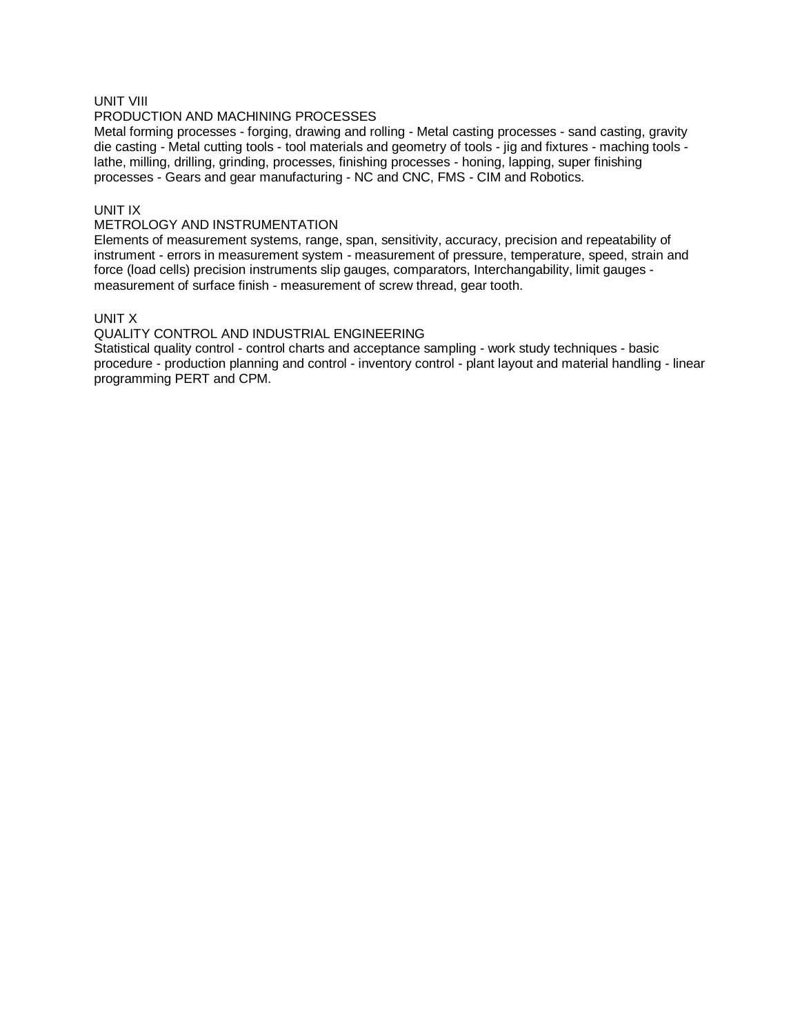## UNIT VIII

### PRODUCTION AND MACHINING PROCESSES

Metal forming processes - forging, drawing and rolling - Metal casting processes - sand casting, gravity die casting - Metal cutting tools - tool materials and geometry of tools - jig and fixtures - maching tools - lathe, milling, drilling, grinding, processes, finishing processes - honing, lapping, super finishing processes - Gears and gear manufacturing - NC and CNC, FMS - CIM and Robotics.

## UNIT IX

### METROLOGY AND INSTRUMENTATION

Elements of measurement systems, range, span, sensitivity, accuracy, precision and repeatability of instrument - errors in measurement system - measurement of pressure, temperature, speed, strain and force (load cells) precision instruments slip gauges, comparators, Interchangability, limit gauges - measurement of surface finish - measurement of screw thread, gear tooth.

## UNIT X

### QUALITY CONTROL AND INDUSTRIAL ENGINEERING

Statistical quality control - control charts and acceptance sampling - work study techniques - basic procedure - production planning and control - inventory control - plant layout and material handling - linear programming PERT and CPM.